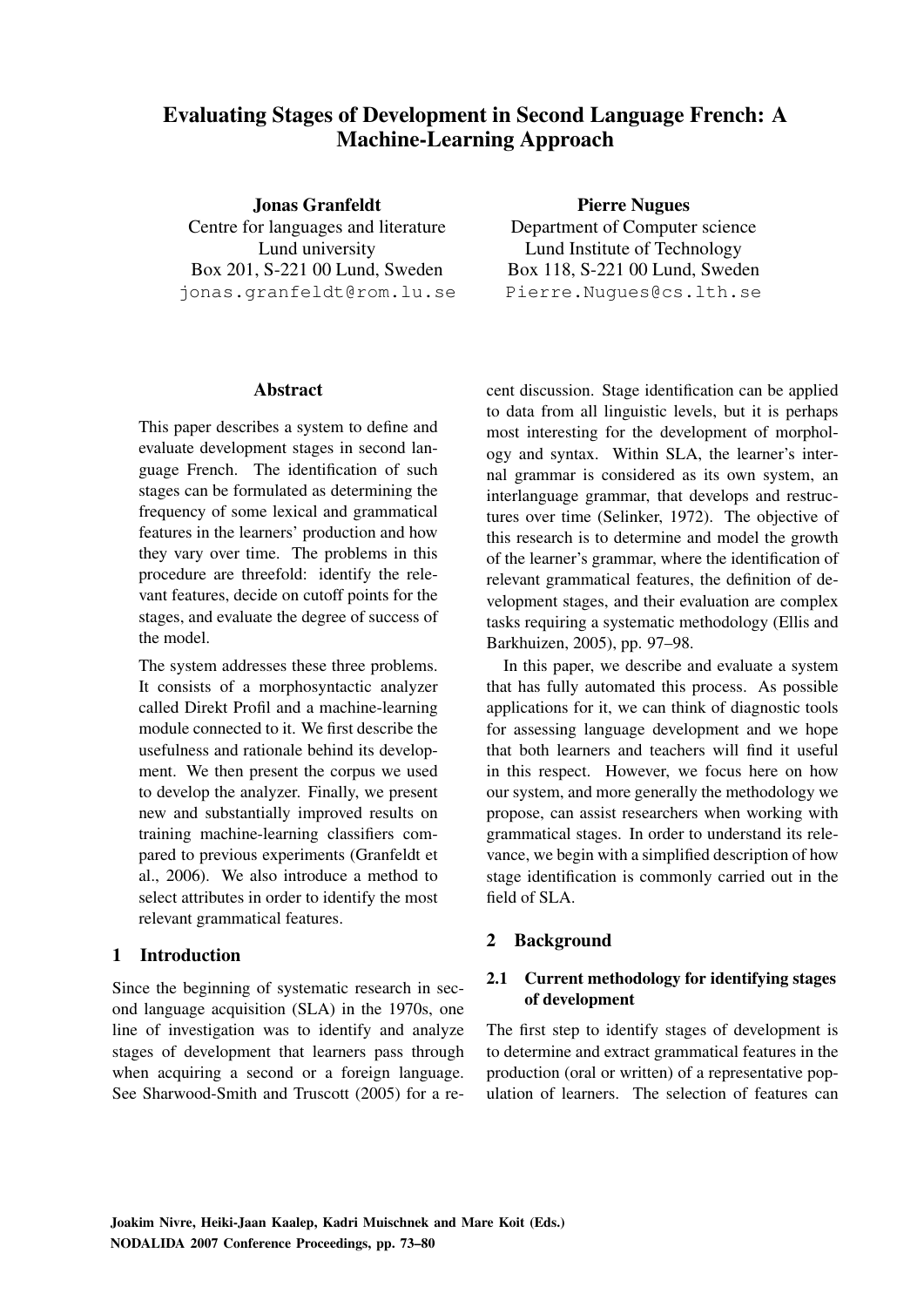# Evaluating Stages of Development in Second Language French: A Machine-Learning Approach

**Jonas Granfeldt**
Centre for languages and literature
Lund university
Box 201, S-221 00 Lund, Sweden
jonas.granfeldt@rom.lu.se

**Pierre Nugues**
Department of Computer science
Lund Institute of Technology
Box 118, S-221 00 Lund, Sweden
Pierre.Nugues@cs.lth.se

## Abstract

This paper describes a system to define and evaluate development stages in second language French. The identification of such stages can be formulated as determining the frequency of some lexical and grammatical features in the learners' production and how they vary over time. The problems in this procedure are threefold: identify the relevant features, decide on cutoff points for the stages, and evaluate the degree of success of the model.

The system addresses these three problems. It consists of a morphosyntactic analyzer called Direkt Profil and a machine-learning module connected to it. We first describe the usefulness and rationale behind its development. We then present the corpus we used to develop the analyzer. Finally, we present new and substantially improved results on training machine-learning classifiers compared to previous experiments (Granfeldt et al., 2006). We also introduce a method to select attributes in order to identify the most relevant grammatical features.

## 1 Introduction

Since the beginning of systematic research in second language acquisition (SLA) in the 1970s, one line of investigation was to identify and analyze stages of development that learners pass through when acquiring a second or a foreign language. See Sharwood-Smith and Truscott (2005) for a recent discussion. Stage identification can be applied to data from all linguistic levels, but it is perhaps most interesting for the development of morphology and syntax. Within SLA, the learner's internal grammar is considered as its own system, an interlanguage grammar, that develops and restructures over time (Selinker, 1972). The objective of this research is to determine and model the growth of the learner's grammar, where the identification of relevant grammatical features, the definition of development stages, and their evaluation are complex tasks requiring a systematic methodology (Ellis and Barkhuizen, 2005), pp. 97–98.

In this paper, we describe and evaluate a system that has fully automated this process. As possible applications for it, we can think of diagnostic tools for assessing language development and we hope that both learners and teachers will find it useful in this respect. However, we focus here on how our system, and more generally the methodology we propose, can assist researchers when working with grammatical stages. In order to understand its relevance, we begin with a simplified description of how stage identification is commonly carried out in the field of SLA.

## 2 Background

### 2.1 Current methodology for identifying stages of development

The first step to identify stages of development is to determine and extract grammatical features in the production (oral or written) of a representative population of learners. The selection of features can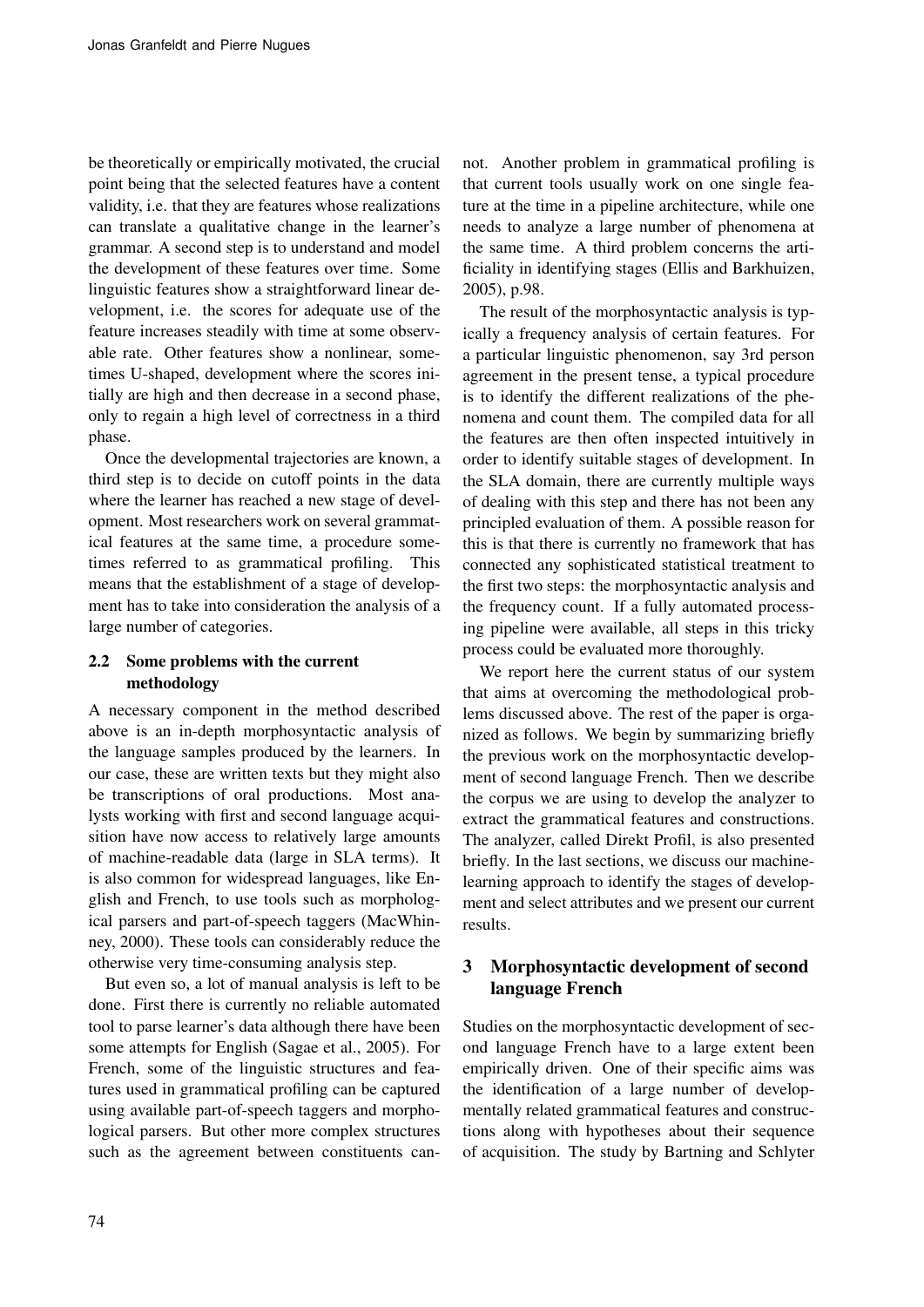be theoretically or empirically motivated, the crucial point being that the selected features have a content validity, i.e. that they are features whose realizations can translate a qualitative change in the learner's grammar. A second step is to understand and model the development of these features over time. Some linguistic features show a straightforward linear development, i.e. the scores for adequate use of the feature increases steadily with time at some observable rate. Other features show a nonlinear, sometimes U-shaped, development where the scores initially are high and then decrease in a second phase, only to regain a high level of correctness in a third phase.

Once the developmental trajectories are known, a third step is to decide on cutoff points in the data where the learner has reached a new stage of development. Most researchers work on several grammatical features at the same time, a procedure sometimes referred to as grammatical profiling. This means that the establishment of a stage of development has to take into consideration the analysis of a large number of categories.

### 2.2 Some problems with the current methodology

A necessary component in the method described above is an in-depth morphosyntactic analysis of the language samples produced by the learners. In our case, these are written texts but they might also be transcriptions of oral productions. Most analysts working with first and second language acquisition have now access to relatively large amounts of machine-readable data (large in SLA terms). It is also common for widespread languages, like English and French, to use tools such as morphological parsers and part-of-speech taggers (MacWhinney, 2000). These tools can considerably reduce the otherwise very time-consuming analysis step.

But even so, a lot of manual analysis is left to be done. First there is currently no reliable automated tool to parse learner's data although there have been some attempts for English (Sagae et al., 2005). For French, some of the linguistic structures and features used in grammatical profiling can be captured using available part-of-speech taggers and morphological parsers. But other more complex structures such as the agreement between constituents cannot. Another problem in grammatical profiling is that current tools usually work on one single feature at the time in a pipeline architecture, while one needs to analyze a large number of phenomena at the same time. A third problem concerns the artificiality in identifying stages (Ellis and Barkhuizen, 2005), p.98.

The result of the morphosyntactic analysis is typically a frequency analysis of certain features. For a particular linguistic phenomenon, say 3rd person agreement in the present tense, a typical procedure is to identify the different realizations of the phenomena and count them. The compiled data for all the features are then often inspected intuitively in order to identify suitable stages of development. In the SLA domain, there are currently multiple ways of dealing with this step and there has not been any principled evaluation of them. A possible reason for this is that there is currently no framework that has connected any sophisticated statistical treatment to the first two steps: the morphosyntactic analysis and the frequency count. If a fully automated processing pipeline were available, all steps in this tricky process could be evaluated more thoroughly.

We report here the current status of our system that aims at overcoming the methodological problems discussed above. The rest of the paper is organized as follows. We begin by summarizing briefly the previous work on the morphosyntactic development of second language French. Then we describe the corpus we are using to develop the analyzer to extract the grammatical features and constructions. The analyzer, called Direkt Profil, is also presented briefly. In the last sections, we discuss our machine-learning approach to identify the stages of development and select attributes and we present our current results.

## 3 Morphosyntactic development of second language French

Studies on the morphosyntactic development of second language French have to a large extent been empirically driven. One of their specific aims was the identification of a large number of developmentally related grammatical features and constructions along with hypotheses about their sequence of acquisition. The study by Bartning and Schlyter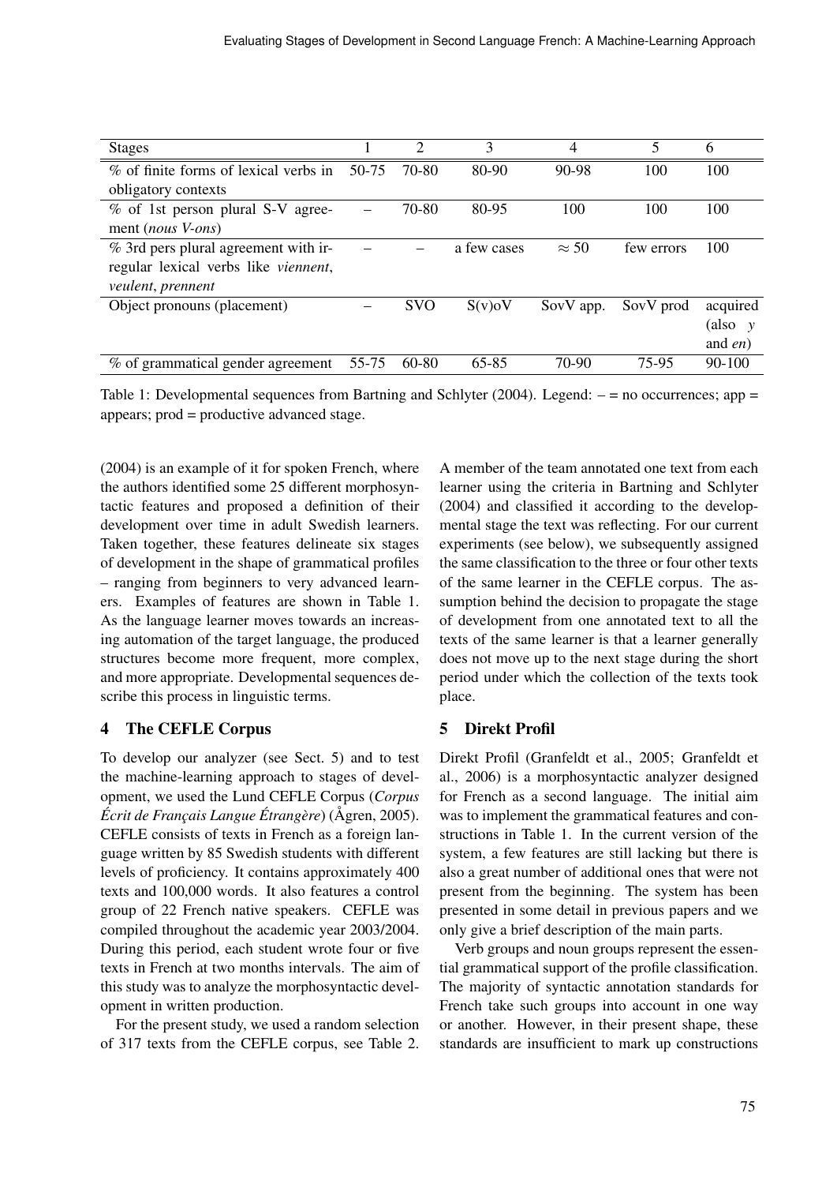| Stages | 1 | 2 | 3 | 4 | 5 | 6 |
|---|---|---|---|---|---|---|
| % of finite forms of lexical verbs in obligatory contexts | 50-75 | 70-80 | 80-90 | 90-98 | 100 | 100 |
| % of 1st person plural S-V agreement (*nous V-ons*) | – | 70-80 | 80-95 | 100 | 100 | 100 |
| % 3rd pers plural agreement with irregular lexical verbs like *viennent*, *veulent*, *prennent* | – | – | a few cases | $\approx 50$ | few errors | 100 |
| Object pronouns (placement) | – | SVO | S(v)oV | SovV app. | SovV prod | acquired (also *y* and *en*) |
| % of grammatical gender agreement | 55-75 | 60-80 | 65-85 | 70-90 | 75-95 | 90-100 |

Table 1: Developmental sequences from Bartning and Schlyter (2004). Legend: – = no occurrences; app = appears; prod = productive advanced stage.

(2004) is an example of it for spoken French, where the authors identified some 25 different morphosyntactic features and proposed a definition of their development over time in adult Swedish learners. Taken together, these features delineate six stages of development in the shape of grammatical profiles – ranging from beginners to very advanced learners. Examples of features are shown in Table 1. As the language learner moves towards an increasing automation of the target language, the produced structures become more frequent, more complex, and more appropriate. Developmental sequences describe this process in linguistic terms.

## 4 The CEFLE Corpus

To develop our analyzer (see Sect. 5) and to test the machine-learning approach to stages of development, we used the Lund CEFLE Corpus (*Corpus Écrit de Français Langue Étrangère*) (Ågren, 2005). CEFLE consists of texts in French as a foreign language written by 85 Swedish students with different levels of proficiency. It contains approximately 400 texts and 100,000 words. It also features a control group of 22 French native speakers. CEFLE was compiled throughout the academic year 2003/2004. During this period, each student wrote four or five texts in French at two months intervals. The aim of this study was to analyze the morphosyntactic development in written production.

For the present study, we used a random selection of 317 texts from the CEFLE corpus, see Table 2. A member of the team annotated one text from each learner using the criteria in Bartning and Schlyter (2004) and classified it according to the developmental stage the text was reflecting. For our current experiments (see below), we subsequently assigned the same classification to the three or four other texts of the same learner in the CEFLE corpus. The assumption behind the decision to propagate the stage of development from one annotated text to all the texts of the same learner is that a learner generally does not move up to the next stage during the short period under which the collection of the texts took place.

## 5 Direkt Profil

Direkt Profil (Granfeldt et al., 2005; Granfeldt et al., 2006) is a morphosyntactic analyzer designed for French as a second language. The initial aim was to implement the grammatical features and constructions in Table 1. In the current version of the system, a few features are still lacking but there is also a great number of additional ones that were not present from the beginning. The system has been presented in some detail in previous papers and we only give a brief description of the main parts.

Verb groups and noun groups represent the essential grammatical support of the profile classification. The majority of syntactic annotation standards for French take such groups into account in one way or another. However, in their present shape, these standards are insufficient to mark up constructions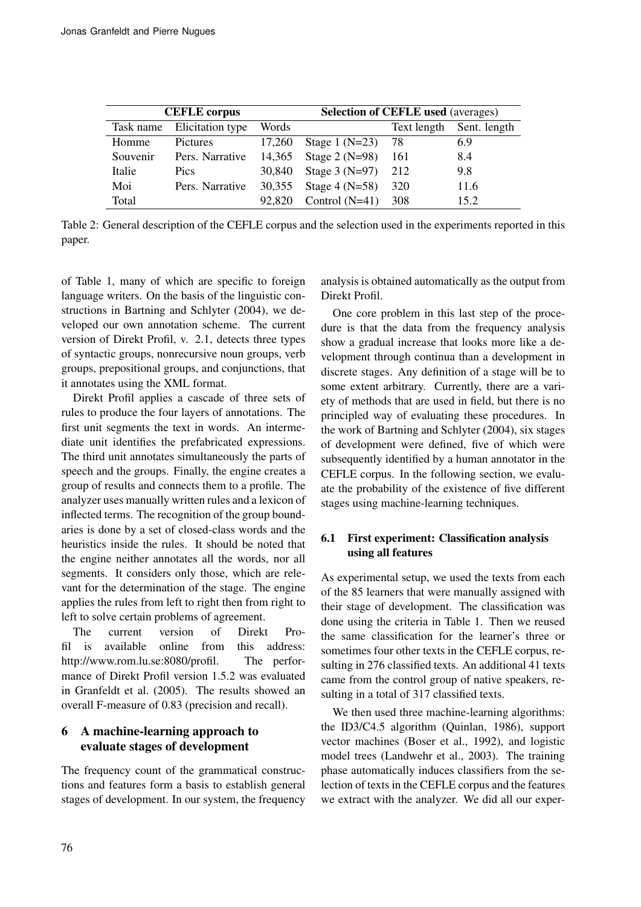| CEFLE corpus | | | Selection of CEFLE used (averages) | | |
|---|---|---|---|---|---|
| Task name | Elicitation type | Words | | Text length | Sent. length |
| Homme | Pictures | 17,260 | Stage 1 (N=23) | 78 | 6.9 |
| Souvenir | Pers. Narrative | 14,365 | Stage 2 (N=98) | 161 | 8.4 |
| Italie | Pics | 30,840 | Stage 3 (N=97) | 212 | 9.8 |
| Moi | Pers. Narrative | 30,355 | Stage 4 (N=58) | 320 | 11.6 |
| Total | | 92,820 | Control (N=41) | 308 | 15.2 |

Table 2: General description of the CEFLE corpus and the selection used in the experiments reported in this paper.

of Table 1, many of which are specific to foreign language writers. On the basis of the linguistic constructions in Bartning and Schlyter (2004), we developed our own annotation scheme. The current version of Direkt Profil, v. 2.1, detects three types of syntactic groups, nonrecursive noun groups, verb groups, prepositional groups, and conjunctions, that it annotates using the XML format.

Direkt Profil applies a cascade of three sets of rules to produce the four layers of annotations. The first unit segments the text in words. An intermediate unit identifies the prefabricated expressions. The third unit annotates simultaneously the parts of speech and the groups. Finally, the engine creates a group of results and connects them to a profile. The analyzer uses manually written rules and a lexicon of inflected terms. The recognition of the group boundaries is done by a set of closed-class words and the heuristics inside the rules. It should be noted that the engine neither annotates all the words, nor all segments. It considers only those, which are relevant for the determination of the stage. The engine applies the rules from left to right then from right to left to solve certain problems of agreement.

The current version of Direkt Profil is available online from this address: http://www.rom.lu.se:8080/profil. The performance of Direkt Profil version 1.5.2 was evaluated in Granfeldt et al. (2005). The results showed an overall F-measure of 0.83 (precision and recall).

## 6 A machine-learning approach to evaluate stages of development

The frequency count of the grammatical constructions and features form a basis to establish general stages of development. In our system, the frequency analysis is obtained automatically as the output from Direkt Profil.

One core problem in this last step of the procedure is that the data from the frequency analysis show a gradual increase that looks more like a development through continua than a development in discrete stages. Any definition of a stage will be to some extent arbitrary. Currently, there are a variety of methods that are used in field, but there is no principled way of evaluating these procedures. In the work of Bartning and Schlyter (2004), six stages of development were defined, five of which were subsequently identified by a human annotator in the CEFLE corpus. In the following section, we evaluate the probability of the existence of five different stages using machine-learning techniques.

### 6.1 First experiment: Classification analysis using all features

As experimental setup, we used the texts from each of the 85 learners that were manually assigned with their stage of development. The classification was done using the criteria in Table 1. Then we reused the same classification for the learner's three or sometimes four other texts in the CEFLE corpus, resulting in 276 classified texts. An additional 41 texts came from the control group of native speakers, resulting in a total of 317 classified texts.

We then used three machine-learning algorithms: the ID3/C4.5 algorithm (Quinlan, 1986), support vector machines (Boser et al., 1992), and logistic model trees (Landwehr et al., 2003). The training phase automatically induces classifiers from the selection of texts in the CEFLE corpus and the features we extract with the analyzer. We did all our exper-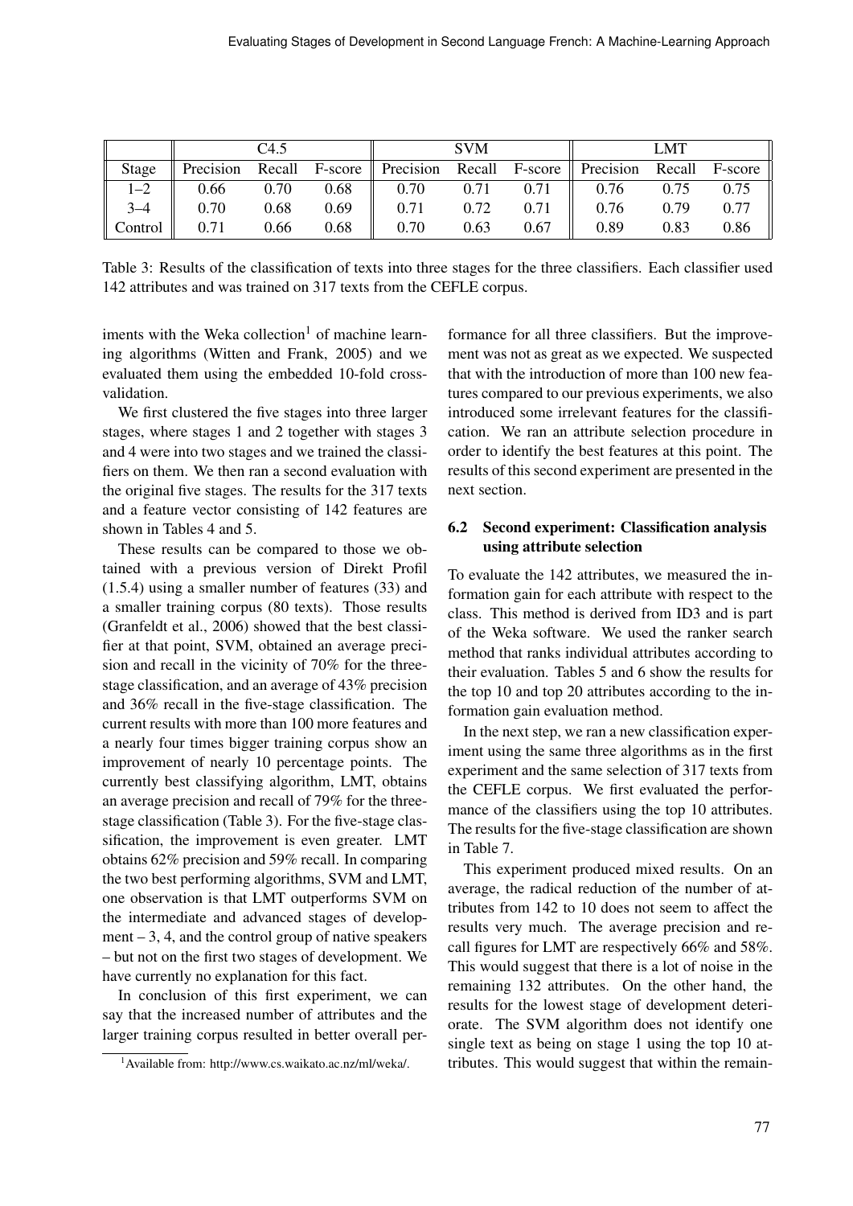| | C4.5 | | | SVM | | | LMT | | |
|---|---|---|---|---|---|---|---|---|---|
| Stage | Precision | Recall | F-score | Precision | Recall | F-score | Precision | Recall | F-score |
| 1–2 | 0.66 | 0.70 | 0.68 | 0.70 | 0.71 | 0.71 | 0.76 | 0.75 | 0.75 |
| 3–4 | 0.70 | 0.68 | 0.69 | 0.71 | 0.72 | 0.71 | 0.76 | 0.79 | 0.77 |
| Control | 0.71 | 0.66 | 0.68 | 0.70 | 0.63 | 0.67 | 0.89 | 0.83 | 0.86 |

Table 3: Results of the classification of texts into three stages for the three classifiers. Each classifier used 142 attributes and was trained on 317 texts from the CEFLE corpus.

iments with the Weka collection[1] of machine learning algorithms (Witten and Frank, 2005) and we evaluated them using the embedded 10-fold cross-validation.

We first clustered the five stages into three larger stages, where stages 1 and 2 together with stages 3 and 4 were into two stages and we trained the classifiers on them. We then ran a second evaluation with the original five stages. The results for the 317 texts and a feature vector consisting of 142 features are shown in Tables 4 and 5.

These results can be compared to those we obtained with a previous version of Direkt Profil (1.5.4) using a smaller number of features (33) and a smaller training corpus (80 texts). Those results (Granfeldt et al., 2006) showed that the best classifier at that point, SVM, obtained an average precision and recall in the vicinity of 70% for the three-stage classification, and an average of 43% precision and 36% recall in the five-stage classification. The current results with more than 100 more features and a nearly four times bigger training corpus show an improvement of nearly 10 percentage points. The currently best classifying algorithm, LMT, obtains an average precision and recall of 79% for the three-stage classification (Table 3). For the five-stage classification, the improvement is even greater. LMT obtains 62% precision and 59% recall. In comparing the two best performing algorithms, SVM and LMT, one observation is that LMT outperforms SVM on the intermediate and advanced stages of development – 3, 4, and the control group of native speakers – but not on the first two stages of development. We have currently no explanation for this fact.

In conclusion of this first experiment, we can say that the increased number of attributes and the larger training corpus resulted in better overall performance for all three classifiers. But the improvement was not as great as we expected. We suspected that with the introduction of more than 100 new features compared to our previous experiments, we also introduced some irrelevant features for the classification. We ran an attribute selection procedure in order to identify the best features at this point. The results of this second experiment are presented in the next section.

### 6.2 Second experiment: Classification analysis using attribute selection

To evaluate the 142 attributes, we measured the information gain for each attribute with respect to the class. This method is derived from ID3 and is part of the Weka software. We used the ranker search method that ranks individual attributes according to their evaluation. Tables 5 and 6 show the results for the top 10 and top 20 attributes according to the information gain evaluation method.

In the next step, we ran a new classification experiment using the same three algorithms as in the first experiment and the same selection of 317 texts from the CEFLE corpus. We first evaluated the performance of the classifiers using the top 10 attributes. The results for the five-stage classification are shown in Table 7.

This experiment produced mixed results. On an average, the radical reduction of the number of attributes from 142 to 10 does not seem to affect the results very much. The average precision and recall figures for LMT are respectively 66% and 58%. This would suggest that there is a lot of noise in the remaining 132 attributes. On the other hand, the results for the lowest stage of development deteriorate. The SVM algorithm does not identify one single text as being on stage 1 using the top 10 attributes. This would suggest that within the remain-

[1] Available from: http://www.cs.waikato.ac.nz/ml/weka/.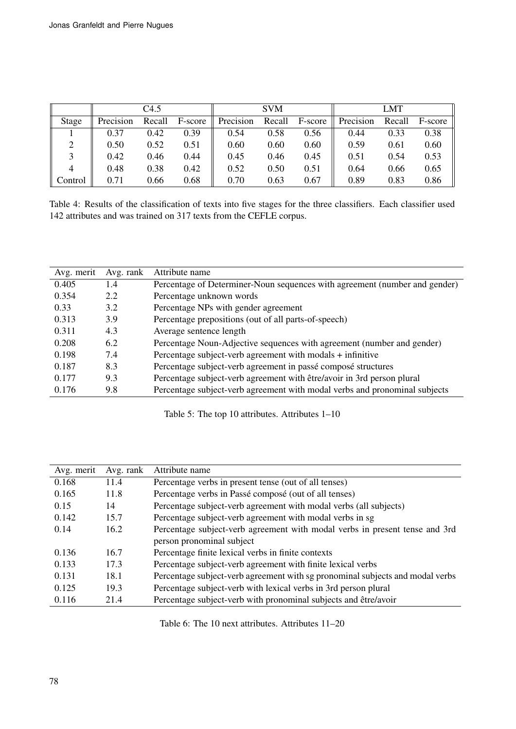| | C4.5 | | | SVM | | | LMT | | |
|---|---|---|---|---|---|---|---|---|---|
| Stage | Precision | Recall | F-score | Precision | Recall | F-score | Precision | Recall | F-score |
| 1 | 0.37 | 0.42 | 0.39 | 0.54 | 0.58 | 0.56 | 0.44 | 0.33 | 0.38 |
| 2 | 0.50 | 0.52 | 0.51 | 0.60 | 0.60 | 0.60 | 0.59 | 0.61 | 0.60 |
| 3 | 0.42 | 0.46 | 0.44 | 0.45 | 0.46 | 0.45 | 0.51 | 0.54 | 0.53 |
| 4 | 0.48 | 0.38 | 0.42 | 0.52 | 0.50 | 0.51 | 0.64 | 0.66 | 0.65 |
| Control | 0.71 | 0.66 | 0.68 | 0.70 | 0.63 | 0.67 | 0.89 | 0.83 | 0.86 |

Table 4: Results of the classification of texts into five stages for the three classifiers. Each classifier used 142 attributes and was trained on 317 texts from the CEFLE corpus.

| Avg. merit | Avg. rank | Attribute name |
|---|---|---|
| 0.405 | 1.4 | Percentage of Determiner-Noun sequences with agreement (number and gender) |
| 0.354 | 2.2 | Percentage unknown words |
| 0.33 | 3.2 | Percentage NPs with gender agreement |
| 0.313 | 3.9 | Percentage prepositions (out of all parts-of-speech) |
| 0.311 | 4.3 | Average sentence length |
| 0.208 | 6.2 | Percentage Noun-Adjective sequences with agreement (number and gender) |
| 0.198 | 7.4 | Percentage subject-verb agreement with modals + infinitive |
| 0.187 | 8.3 | Percentage subject-verb agreement in passé composé structures |
| 0.177 | 9.3 | Percentage subject-verb agreement with être/avoir in 3rd person plural |
| 0.176 | 9.8 | Percentage subject-verb agreement with modal verbs and pronominal subjects |

Table 5: The top 10 attributes. Attributes 1–10

| Avg. merit | Avg. rank | Attribute name |
|---|---|---|
| 0.168 | 11.4 | Percentage verbs in present tense (out of all tenses) |
| 0.165 | 11.8 | Percentage verbs in Passé composé (out of all tenses) |
| 0.15 | 14 | Percentage subject-verb agreement with modal verbs (all subjects) |
| 0.142 | 15.7 | Percentage subject-verb agreement with modal verbs in sg |
| 0.14 | 16.2 | Percentage subject-verb agreement with modal verbs in present tense and 3rd person pronominal subject |
| 0.136 | 16.7 | Percentage finite lexical verbs in finite contexts |
| 0.133 | 17.3 | Percentage subject-verb agreement with finite lexical verbs |
| 0.131 | 18.1 | Percentage subject-verb agreement with sg pronominal subjects and modal verbs |
| 0.125 | 19.3 | Percentage subject-verb with lexical verbs in 3rd person plural |
| 0.116 | 21.4 | Percentage subject-verb with pronominal subjects and être/avoir |

Table 6: The 10 next attributes. Attributes 11–20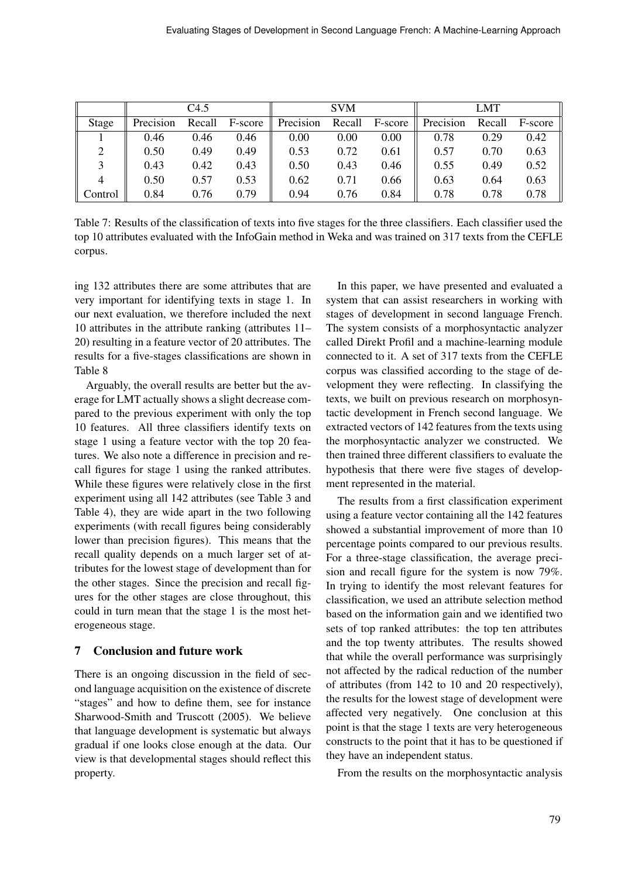| | C4.5 | | | SVM | | | LMT | | |
|---|---|---|---|---|---|---|---|---|---|
| Stage | Precision | Recall | F-score | Precision | Recall | F-score | Precision | Recall | F-score |
| 1 | 0.46 | 0.46 | 0.46 | 0.00 | 0.00 | 0.00 | 0.78 | 0.29 | 0.42 |
| 2 | 0.50 | 0.49 | 0.49 | 0.53 | 0.72 | 0.61 | 0.57 | 0.70 | 0.63 |
| 3 | 0.43 | 0.42 | 0.43 | 0.50 | 0.43 | 0.46 | 0.55 | 0.49 | 0.52 |
| 4 | 0.50 | 0.57 | 0.53 | 0.62 | 0.71 | 0.66 | 0.63 | 0.64 | 0.63 |
| Control | 0.84 | 0.76 | 0.79 | 0.94 | 0.76 | 0.84 | 0.78 | 0.78 | 0.78 |

Table 7: Results of the classification of texts into five stages for the three classifiers. Each classifier used the top 10 attributes evaluated with the InfoGain method in Weka and was trained on 317 texts from the CEFLE corpus.

ing 132 attributes there are some attributes that are very important for identifying texts in stage 1. In our next evaluation, we therefore included the next 10 attributes in the attribute ranking (attributes 11–20) resulting in a feature vector of 20 attributes. The results for a five-stages classifications are shown in Table 8

Arguably, the overall results are better but the average for LMT actually shows a slight decrease compared to the previous experiment with only the top 10 features. All three classifiers identify texts on stage 1 using a feature vector with the top 20 features. We also note a difference in precision and recall figures for stage 1 using the ranked attributes. While these figures were relatively close in the first experiment using all 142 attributes (see Table 3 and Table 4), they are wide apart in the two following experiments (with recall figures being considerably lower than precision figures). This means that the recall quality depends on a much larger set of attributes for the lowest stage of development than for the other stages. Since the precision and recall figures for the other stages are close throughout, this could in turn mean that the stage 1 is the most heterogeneous stage.

## 7 Conclusion and future work

There is an ongoing discussion in the field of second language acquisition on the existence of discrete "stages" and how to define them, see for instance Sharwood-Smith and Truscott (2005). We believe that language development is systematic but always gradual if one looks close enough at the data. Our view is that developmental stages should reflect this property.

In this paper, we have presented and evaluated a system that can assist researchers in working with stages of development in second language French. The system consists of a morphosyntactic analyzer called Direkt Profil and a machine-learning module connected to it. A set of 317 texts from the CEFLE corpus was classified according to the stage of development they were reflecting. In classifying the texts, we built on previous research on morphosyntactic development in French second language. We extracted vectors of 142 features from the texts using the morphosyntactic analyzer we constructed. We then trained three different classifiers to evaluate the hypothesis that there were five stages of development represented in the material.

The results from a first classification experiment using a feature vector containing all the 142 features showed a substantial improvement of more than 10 percentage points compared to our previous results. For a three-stage classification, the average precision and recall figure for the system is now 79%. In trying to identify the most relevant features for classification, we used an attribute selection method based on the information gain and we identified two sets of top ranked attributes: the top ten attributes and the top twenty attributes. The results showed that while the overall performance was surprisingly not affected by the radical reduction of the number of attributes (from 142 to 10 and 20 respectively), the results for the lowest stage of development were affected very negatively. One conclusion at this point is that the stage 1 texts are very heterogeneous constructs to the point that it has to be questioned if they have an independent status.

From the results on the morphosyntactic analysis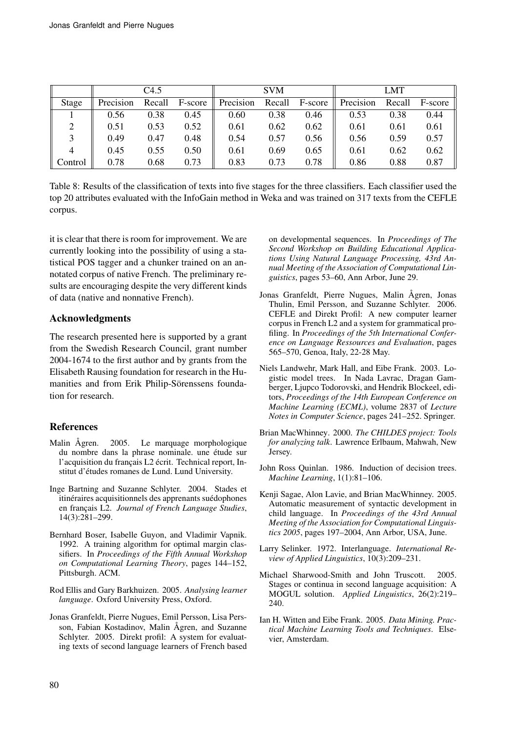| | C4.5 | | | SVM | | | LMT | | |
|---|---|---|---|---|---|---|---|---|---|
| Stage | Precision | Recall | F-score | Precision | Recall | F-score | Precision | Recall | F-score |
| 1 | 0.56 | 0.38 | 0.45 | 0.60 | 0.38 | 0.46 | 0.53 | 0.38 | 0.44 |
| 2 | 0.51 | 0.53 | 0.52 | 0.61 | 0.62 | 0.62 | 0.61 | 0.61 | 0.61 |
| 3 | 0.49 | 0.47 | 0.48 | 0.54 | 0.57 | 0.56 | 0.56 | 0.59 | 0.57 |
| 4 | 0.45 | 0.55 | 0.50 | 0.61 | 0.69 | 0.65 | 0.61 | 0.62 | 0.62 |
| Control | 0.78 | 0.68 | 0.73 | 0.83 | 0.73 | 0.78 | 0.86 | 0.88 | 0.87 |

Table 8: Results of the classification of texts into five stages for the three classifiers. Each classifier used the top 20 attributes evaluated with the InfoGain method in Weka and was trained on 317 texts from the CEFLE corpus.

it is clear that there is room for improvement. We are currently looking into the possibility of using a statistical POS tagger and a chunker trained on an annotated corpus of native French. The preliminary results are encouraging despite the very different kinds of data (native and nonnative French).

## Acknowledgments

The research presented here is supported by a grant from the Swedish Research Council, grant number 2004-1674 to the first author and by grants from the Elisabeth Rausing foundation for research in the Humanities and from Erik Philip-Sörenssens foundation for research.

## References

Malin Ågren. 2005. Le marquage morphologique du nombre dans la phrase nominale. une étude sur l'acquisition du français L2 écrit. Technical report, Institut d'études romanes de Lund. Lund University.

Inge Bartning and Suzanne Schlyter. 2004. Stades et itinéraires acquisitionnels des apprenants suédophones en français L2. *Journal of French Language Studies*, 14(3):281–299.

Bernhard Boser, Isabelle Guyon, and Vladimir Vapnik. 1992. A training algorithm for optimal margin classifiers. In *Proceedings of the Fifth Annual Workshop on Computational Learning Theory*, pages 144–152, Pittsburgh. ACM.

Rod Ellis and Gary Barkhuizen. 2005. *Analysing learner language*. Oxford University Press, Oxford.

Jonas Granfeldt, Pierre Nugues, Emil Persson, Lisa Persson, Fabian Kostadinov, Malin Ågren, and Suzanne Schlyter. 2005. Direkt profil: A system for evaluating texts of second language learners of French based on developmental sequences. In *Proceedings of The Second Workshop on Building Educational Applications Using Natural Language Processing, 43rd Annual Meeting of the Association of Computational Linguistics*, pages 53–60, Ann Arbor, June 29.

Jonas Granfeldt, Pierre Nugues, Malin Ågren, Jonas Thulin, Emil Persson, and Suzanne Schlyter. 2006. CEFLE and Direkt Profil: A new computer learner corpus in French L2 and a system for grammatical profiling. In *Proceedings of the 5th International Conference on Language Ressources and Evaluation*, pages 565–570, Genoa, Italy, 22-28 May.

Niels Landwehr, Mark Hall, and Eibe Frank. 2003. Logistic model trees. In Nada Lavrac, Dragan Gamberger, Ljupco Todorovski, and Hendrik Blockeel, editors, *Proceedings of the 14th European Conference on Machine Learning (ECML)*, volume 2837 of *Lecture Notes in Computer Science*, pages 241–252. Springer.

Brian MacWhinney. 2000. *The CHILDES project: Tools for analyzing talk*. Lawrence Erlbaum, Mahwah, New Jersey.

John Ross Quinlan. 1986. Induction of decision trees. *Machine Learning*, 1(1):81–106.

Kenji Sagae, Alon Lavie, and Brian MacWhinney. 2005. Automatic measurement of syntactic development in child language. In *Proceedings of the 43rd Annual Meeting of the Association for Computational Linguistics 2005*, pages 197–2004, Ann Arbor, USA, June.

Larry Selinker. 1972. Interlanguage. *International Review of Applied Linguistics*, 10(3):209–231.

Michael Sharwood-Smith and John Truscott. 2005. Stages or continua in second language acquisition: A MOGUL solution. *Applied Linguistics*, 26(2):219–240.

Ian H. Witten and Eibe Frank. 2005. *Data Mining. Practical Machine Learning Tools and Techniques*. Elsevier, Amsterdam.